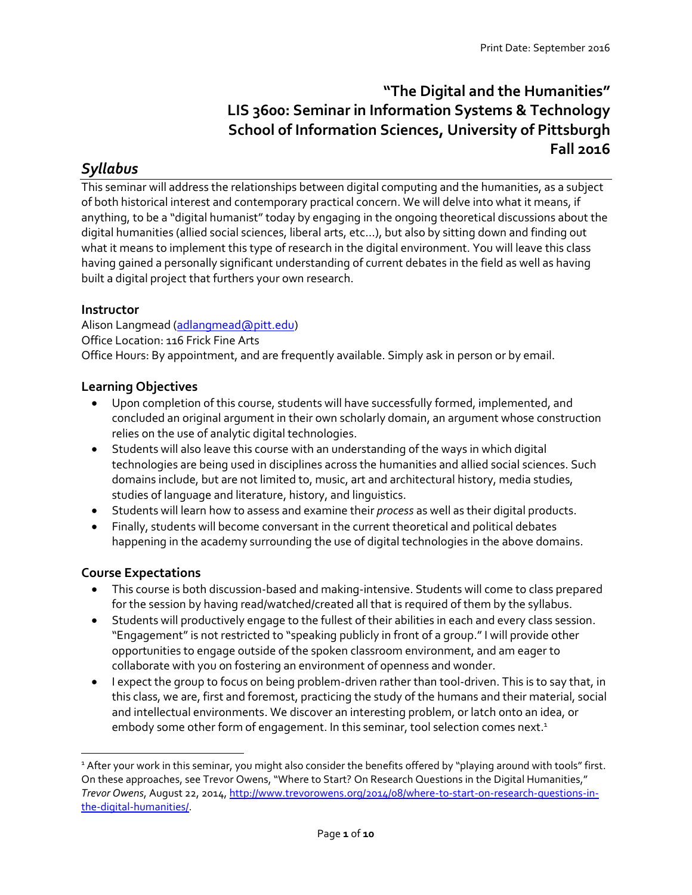# "The Digital and the Humanities"
# LIS 3600: Seminar in Information Systems & Technology
# School of Information Sciences, University of Pittsburgh
# Fall 2016

## *Syllabus*

This seminar will address the relationships between digital computing and the humanities, as a subject of both historical interest and contemporary practical concern. We will delve into what it means, if anything, to be a "digital humanist" today by engaging in the ongoing theoretical discussions about the digital humanities (allied social sciences, liberal arts, etc…), but also by sitting down and finding out what it means to implement this type of research in the digital environment. You will leave this class having gained a personally significant understanding of current debates in the field as well as having built a digital project that furthers your own research.

### Instructor

Alison Langmead (adlangmead@pitt.edu)
Office Location: 116 Frick Fine Arts
Office Hours: By appointment, and are frequently available. Simply ask in person or by email.

### Learning Objectives

- Upon completion of this course, students will have successfully formed, implemented, and concluded an original argument in their own scholarly domain, an argument whose construction relies on the use of analytic digital technologies.
- Students will also leave this course with an understanding of the ways in which digital technologies are being used in disciplines across the humanities and allied social sciences. Such domains include, but are not limited to, music, art and architectural history, media studies, studies of language and literature, history, and linguistics.
- Students will learn how to assess and examine their *process* as well as their digital products.
- Finally, students will become conversant in the current theoretical and political debates happening in the academy surrounding the use of digital technologies in the above domains.

### Course Expectations

- This course is both discussion-based and making-intensive. Students will come to class prepared for the session by having read/watched/created all that is required of them by the syllabus.
- Students will productively engage to the fullest of their abilities in each and every class session. "Engagement" is not restricted to "speaking publicly in front of a group." I will provide other opportunities to engage outside of the spoken classroom environment, and am eager to collaborate with you on fostering an environment of openness and wonder.
- I expect the group to focus on being problem-driven rather than tool-driven. This is to say that, in this class, we are, first and foremost, practicing the study of the humans and their material, social and intellectual environments. We discover an interesting problem, or latch onto an idea, or embody some other form of engagement. In this seminar, tool selection comes next.[1]

---

[1] After your work in this seminar, you might also consider the benefits offered by "playing around with tools" first. On these approaches, see Trevor Owens, "Where to Start? On Research Questions in the Digital Humanities," *Trevor Owens*, August 22, 2014, http://www.trevorowens.org/2014/08/where-to-start-on-research-questions-in-the-digital-humanities/.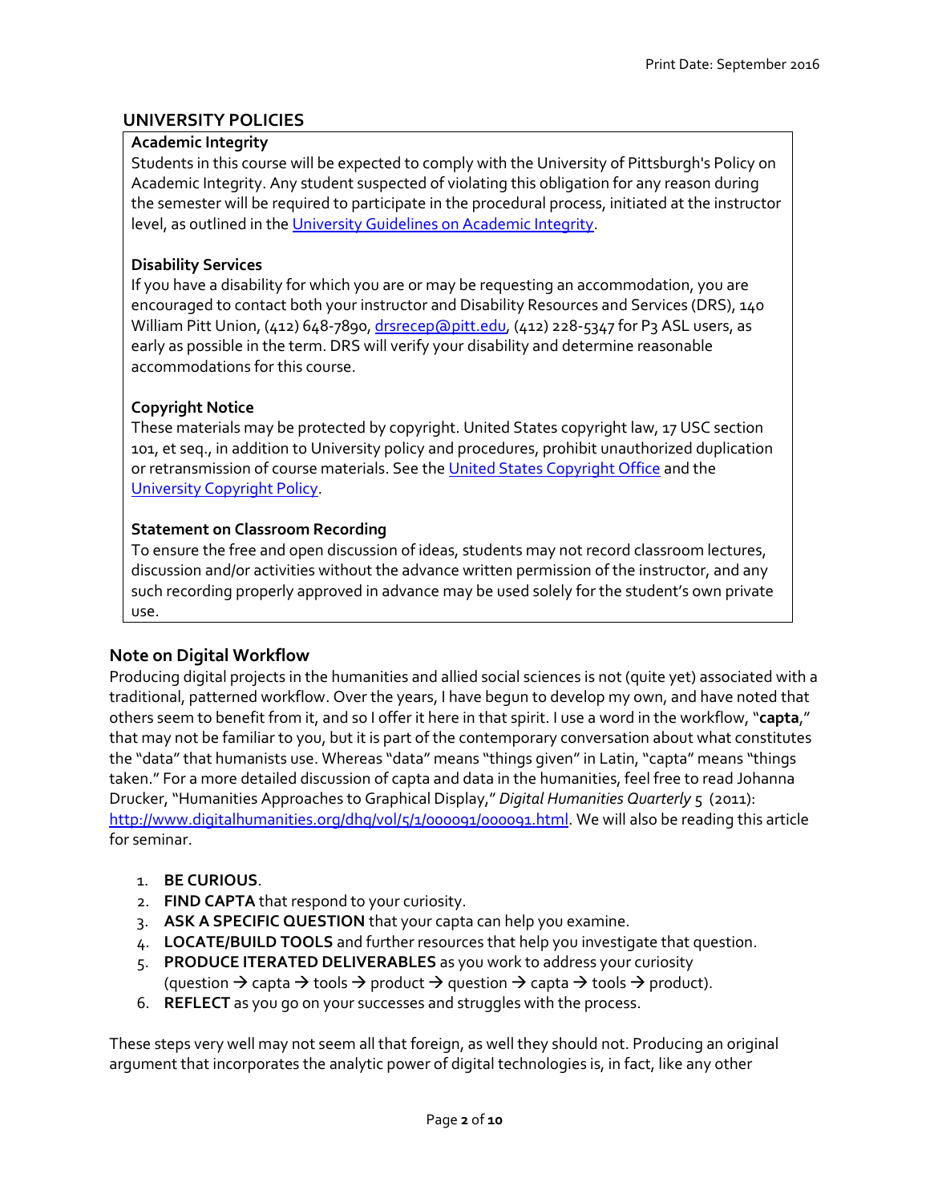## UNIVERSITY POLICIES

**Academic Integrity**
Students in this course will be expected to comply with the University of Pittsburgh's Policy on Academic Integrity. Any student suspected of violating this obligation for any reason during the semester will be required to participate in the procedural process, initiated at the instructor level, as outlined in the [University Guidelines on Academic Integrity]().

**Disability Services**
If you have a disability for which you are or may be requesting an accommodation, you are encouraged to contact both your instructor and Disability Resources and Services (DRS), 140 William Pitt Union, (412) 648-7890, drsrecep@pitt.edu, (412) 228-5347 for P3 ASL users, as early as possible in the term. DRS will verify your disability and determine reasonable accommodations for this course.

**Copyright Notice**
These materials may be protected by copyright. United States copyright law, 17 USC section 101, et seq., in addition to University policy and procedures, prohibit unauthorized duplication or retransmission of course materials. See the [United States Copyright Office]() and the [University Copyright Policy]().

**Statement on Classroom Recording**
To ensure the free and open discussion of ideas, students may not record classroom lectures, discussion and/or activities without the advance written permission of the instructor, and any such recording properly approved in advance may be used solely for the student's own private use.

### Note on Digital Workflow

Producing digital projects in the humanities and allied social sciences is not (quite yet) associated with a traditional, patterned workflow. Over the years, I have begun to develop my own, and have noted that others seem to benefit from it, and so I offer it here in that spirit. I use a word in the workflow, "**capta**," that may not be familiar to you, but it is part of the contemporary conversation about what constitutes the "data" that humanists use. Whereas "data" means "things given" in Latin, "capta" means "things taken." For a more detailed discussion of capta and data in the humanities, feel free to read Johanna Drucker, "Humanities Approaches to Graphical Display," *Digital Humanities Quarterly* 5 (2011): http://www.digitalhumanities.org/dhq/vol/5/1/000091/000091.html. We will also be reading this article for seminar.

1. **BE CURIOUS**.
2. **FIND CAPTA** that respond to your curiosity.
3. **ASK A SPECIFIC QUESTION** that your capta can help you examine.
4. **LOCATE/BUILD TOOLS** and further resources that help you investigate that question.
5. **PRODUCE ITERATED DELIVERABLES** as you work to address your curiosity (question → capta → tools → product → question → capta → tools → product).
6. **REFLECT** as you go on your successes and struggles with the process.

These steps very well may not seem all that foreign, as well they should not. Producing an original argument that incorporates the analytic power of digital technologies is, in fact, like any other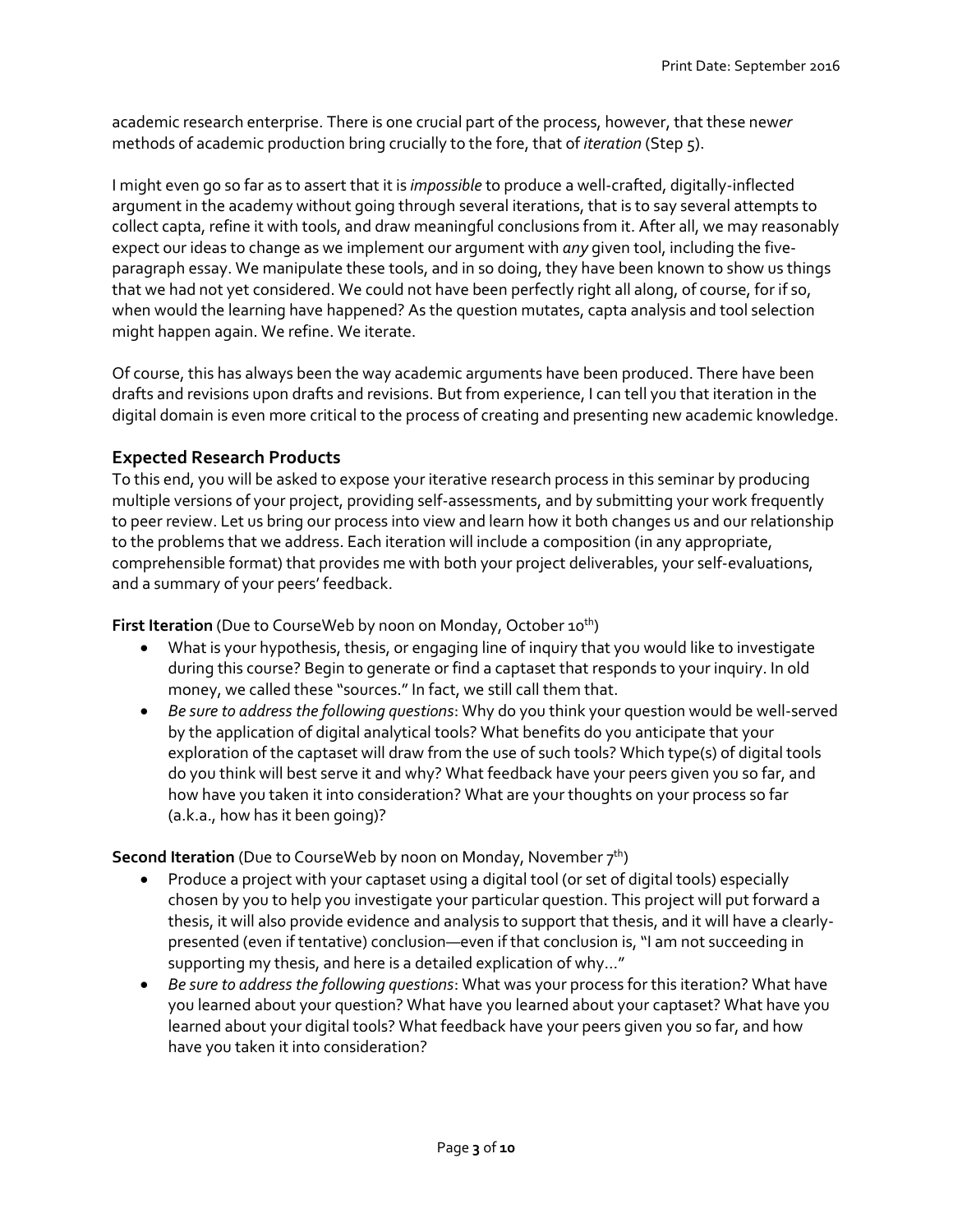academic research enterprise. There is one crucial part of the process, however, that these new*er* methods of academic production bring crucially to the fore, that of *iteration* (Step 5).

I might even go so far as to assert that it is *impossible* to produce a well-crafted, digitally-inflected argument in the academy without going through several iterations, that is to say several attempts to collect capta, refine it with tools, and draw meaningful conclusions from it. After all, we may reasonably expect our ideas to change as we implement our argument with *any* given tool, including the five-paragraph essay. We manipulate these tools, and in so doing, they have been known to show us things that we had not yet considered. We could not have been perfectly right all along, of course, for if so, when would the learning have happened? As the question mutates, capta analysis and tool selection might happen again. We refine. We iterate.

Of course, this has always been the way academic arguments have been produced. There have been drafts and revisions upon drafts and revisions. But from experience, I can tell you that iteration in the digital domain is even more critical to the process of creating and presenting new academic knowledge.

### Expected Research Products

To this end, you will be asked to expose your iterative research process in this seminar by producing multiple versions of your project, providing self-assessments, and by submitting your work frequently to peer review. Let us bring our process into view and learn how it both changes us and our relationship to the problems that we address. Each iteration will include a composition (in any appropriate, comprehensible format) that provides me with both your project deliverables, your self-evaluations, and a summary of your peers' feedback.

**First Iteration** (Due to CourseWeb by noon on Monday, October 10th)

- What is your hypothesis, thesis, or engaging line of inquiry that you would like to investigate during this course? Begin to generate or find a captaset that responds to your inquiry. In old money, we called these "sources." In fact, we still call them that.
- *Be sure to address the following questions*: Why do you think your question would be well-served by the application of digital analytical tools? What benefits do you anticipate that your exploration of the captaset will draw from the use of such tools? Which type(s) of digital tools do you think will best serve it and why? What feedback have your peers given you so far, and how have you taken it into consideration? What are your thoughts on your process so far (a.k.a., how has it been going)?

**Second Iteration** (Due to CourseWeb by noon on Monday, November 7th)

- Produce a project with your captaset using a digital tool (or set of digital tools) especially chosen by you to help you investigate your particular question. This project will put forward a thesis, it will also provide evidence and analysis to support that thesis, and it will have a clearly-presented (even if tentative) conclusion—even if that conclusion is, "I am not succeeding in supporting my thesis, and here is a detailed explication of why…"
- *Be sure to address the following questions*: What was your process for this iteration? What have you learned about your question? What have you learned about your captaset? What have you learned about your digital tools? What feedback have your peers given you so far, and how have you taken it into consideration?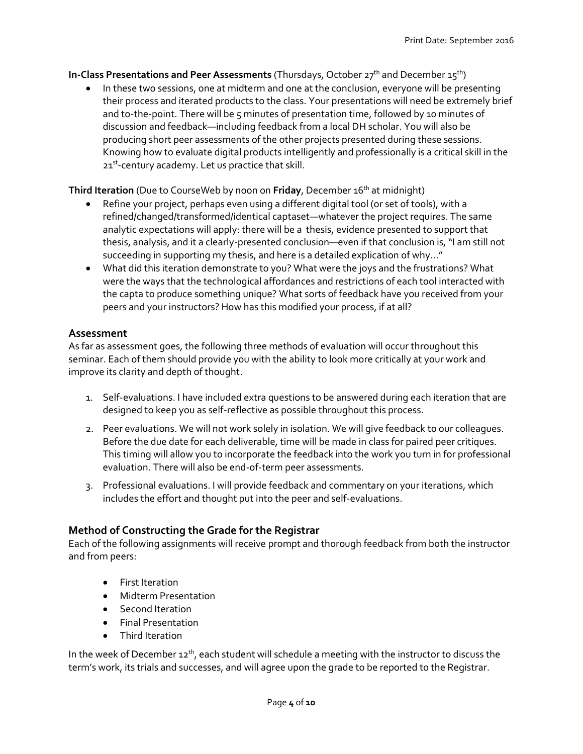**In-Class Presentations and Peer Assessments** (Thursdays, October 27th and December 15th)

- In these two sessions, one at midterm and one at the conclusion, everyone will be presenting their process and iterated products to the class. Your presentations will need be extremely brief and to-the-point. There will be 5 minutes of presentation time, followed by 10 minutes of discussion and feedback—including feedback from a local DH scholar. You will also be producing short peer assessments of the other projects presented during these sessions. Knowing how to evaluate digital products intelligently and professionally is a critical skill in the 21st-century academy. Let us practice that skill.

**Third Iteration** (Due to CourseWeb by noon on **Friday**, December 16th at midnight)

- Refine your project, perhaps even using a different digital tool (or set of tools), with a refined/changed/transformed/identical captaset—whatever the project requires. The same analytic expectations will apply: there will be a thesis, evidence presented to support that thesis, analysis, and it a clearly-presented conclusion—even if that conclusion is, "I am still not succeeding in supporting my thesis, and here is a detailed explication of why…"
- What did this iteration demonstrate to you? What were the joys and the frustrations? What were the ways that the technological affordances and restrictions of each tool interacted with the capta to produce something unique? What sorts of feedback have you received from your peers and your instructors? How has this modified your process, if at all?

## Assessment

As far as assessment goes, the following three methods of evaluation will occur throughout this seminar. Each of them should provide you with the ability to look more critically at your work and improve its clarity and depth of thought.

1. Self-evaluations. I have included extra questions to be answered during each iteration that are designed to keep you as self-reflective as possible throughout this process.
2. Peer evaluations. We will not work solely in isolation. We will give feedback to our colleagues. Before the due date for each deliverable, time will be made in class for paired peer critiques. This timing will allow you to incorporate the feedback into the work you turn in for professional evaluation. There will also be end-of-term peer assessments.
3. Professional evaluations. I will provide feedback and commentary on your iterations, which includes the effort and thought put into the peer and self-evaluations.

## Method of Constructing the Grade for the Registrar

Each of the following assignments will receive prompt and thorough feedback from both the instructor and from peers:

- First Iteration
- Midterm Presentation
- Second Iteration
- Final Presentation
- Third Iteration

In the week of December 12th, each student will schedule a meeting with the instructor to discuss the term's work, its trials and successes, and will agree upon the grade to be reported to the Registrar.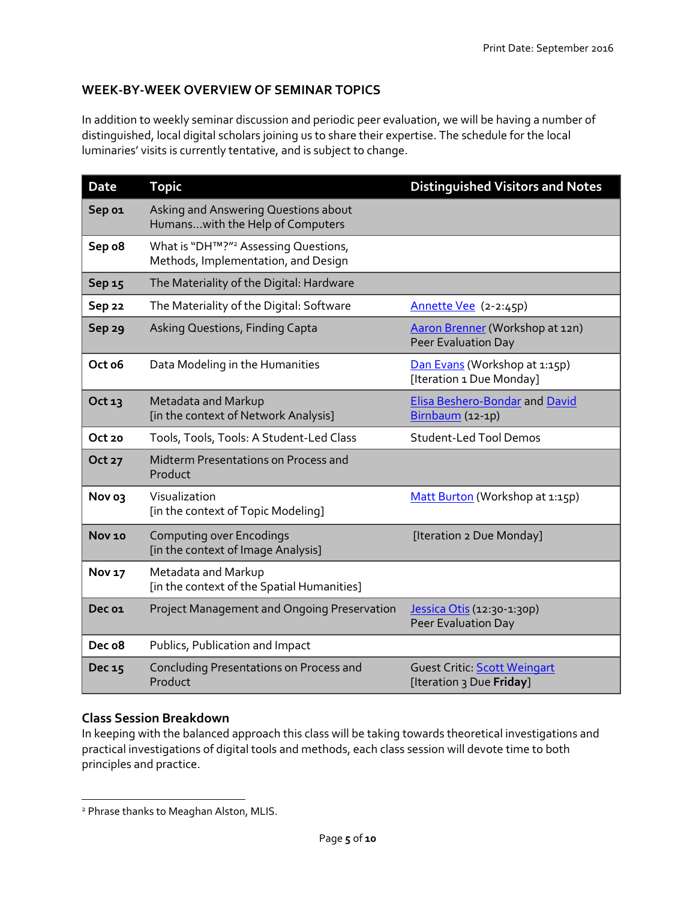## WEEK-BY-WEEK OVERVIEW OF SEMINAR TOPICS

In addition to weekly seminar discussion and periodic peer evaluation, we will be having a number of distinguished, local digital scholars joining us to share their expertise. The schedule for the local luminaries' visits is currently tentative, and is subject to change.

| Date | Topic | Distinguished Visitors and Notes |
|---|---|---|
| **Sep 01** | Asking and Answering Questions about Humans…with the Help of Computers | |
| **Sep 08** | What is "DH™?"[2] Assessing Questions, Methods, Implementation, and Design | |
| **Sep 15** | The Materiality of the Digital: Hardware | |
| **Sep 22** | The Materiality of the Digital: Software | Annette Vee (2-2:45p) |
| **Sep 29** | Asking Questions, Finding Capta | Aaron Brenner (Workshop at 12n) Peer Evaluation Day |
| **Oct 06** | Data Modeling in the Humanities | Dan Evans (Workshop at 1:15p) [Iteration 1 Due Monday] |
| **Oct 13** | Metadata and Markup [in the context of Network Analysis] | Elisa Beshero-Bondar and David Birnbaum (12-1p) |
| **Oct 20** | Tools, Tools, Tools: A Student-Led Class | Student-Led Tool Demos |
| **Oct 27** | Midterm Presentations on Process and Product | |
| **Nov 03** | Visualization [in the context of Topic Modeling] | Matt Burton (Workshop at 1:15p) |
| **Nov 10** | Computing over Encodings [in the context of Image Analysis] | [Iteration 2 Due Monday] |
| **Nov 17** | Metadata and Markup [in the context of the Spatial Humanities] | |
| **Dec 01** | Project Management and Ongoing Preservation | Jessica Otis (12:30-1:30p) Peer Evaluation Day |
| **Dec 08** | Publics, Publication and Impact | |
| **Dec 15** | Concluding Presentations on Process and Product | Guest Critic: Scott Weingart [Iteration 3 Due **Friday**] |

### Class Session Breakdown

In keeping with the balanced approach this class will be taking towards theoretical investigations and practical investigations of digital tools and methods, each class session will devote time to both principles and practice.

---

[2] Phrase thanks to Meaghan Alston, MLIS.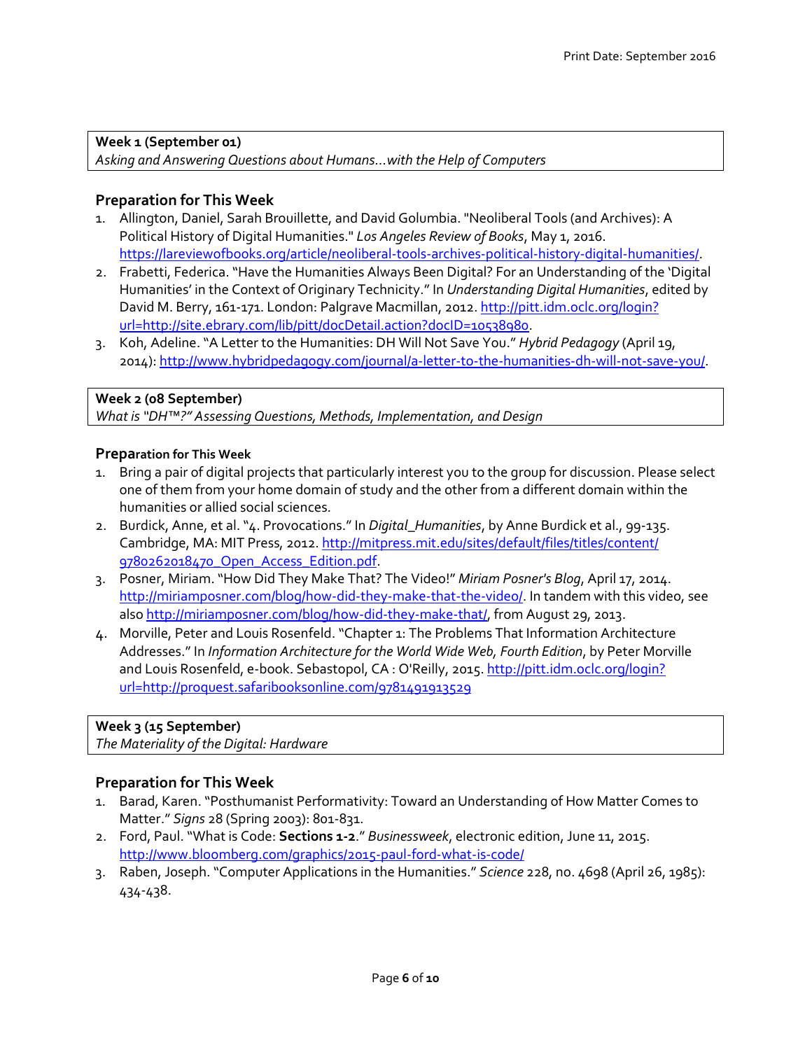**Week 1 (September 01)**
*Asking and Answering Questions about Humans…with the Help of Computers*

## Preparation for This Week

1. Allington, Daniel, Sarah Brouillette, and David Golumbia. "Neoliberal Tools (and Archives): A Political History of Digital Humanities." *Los Angeles Review of Books*, May 1, 2016. https://lareviewofbooks.org/article/neoliberal-tools-archives-political-history-digital-humanities/.
2. Frabetti, Federica. "Have the Humanities Always Been Digital? For an Understanding of the 'Digital Humanities' in the Context of Originary Technicity." In *Understanding Digital Humanities*, edited by David M. Berry, 161-171. London: Palgrave Macmillan, 2012. http://pitt.idm.oclc.org/login?url=http://site.ebrary.com/lib/pitt/docDetail.action?docID=10538980.
3. Koh, Adeline. "A Letter to the Humanities: DH Will Not Save You." *Hybrid Pedagogy* (April 19, 2014): http://www.hybridpedagogy.com/journal/a-letter-to-the-humanities-dh-will-not-save-you/.

**Week 2 (08 September)**
*What is "DH™?" Assessing Questions, Methods, Implementation, and Design*

## Preparation for This Week

1. Bring a pair of digital projects that particularly interest you to the group for discussion. Please select one of them from your home domain of study and the other from a different domain within the humanities or allied social sciences.
2. Burdick, Anne, et al. "4. Provocations." In *Digital_Humanities*, by Anne Burdick et al., 99-135. Cambridge, MA: MIT Press, 2012. http://mitpress.mit.edu/sites/default/files/titles/content/9780262018470_Open_Access_Edition.pdf.
3. Posner, Miriam. "How Did They Make That? The Video!" *Miriam Posner's Blog*, April 17, 2014. http://miriamposner.com/blog/how-did-they-make-that-the-video/. In tandem with this video, see also http://miriamposner.com/blog/how-did-they-make-that/, from August 29, 2013.
4. Morville, Peter and Louis Rosenfeld. "Chapter 1: The Problems That Information Architecture Addresses." In *Information Architecture for the World Wide Web, Fourth Edition*, by Peter Morville and Louis Rosenfeld, e-book. Sebastopol, CA : O'Reilly, 2015. http://pitt.idm.oclc.org/login?url=http://proquest.safaribooksonline.com/9781491913529

**Week 3 (15 September)**
*The Materiality of the Digital: Hardware*

## Preparation for This Week

1. Barad, Karen. "Posthumanist Performativity: Toward an Understanding of How Matter Comes to Matter." *Signs* 28 (Spring 2003): 801-831.
2. Ford, Paul. "What is Code: **Sections 1-2**." *Businessweek*, electronic edition, June 11, 2015. http://www.bloomberg.com/graphics/2015-paul-ford-what-is-code/
3. Raben, Joseph. "Computer Applications in the Humanities." *Science* 228, no. 4698 (April 26, 1985): 434-438.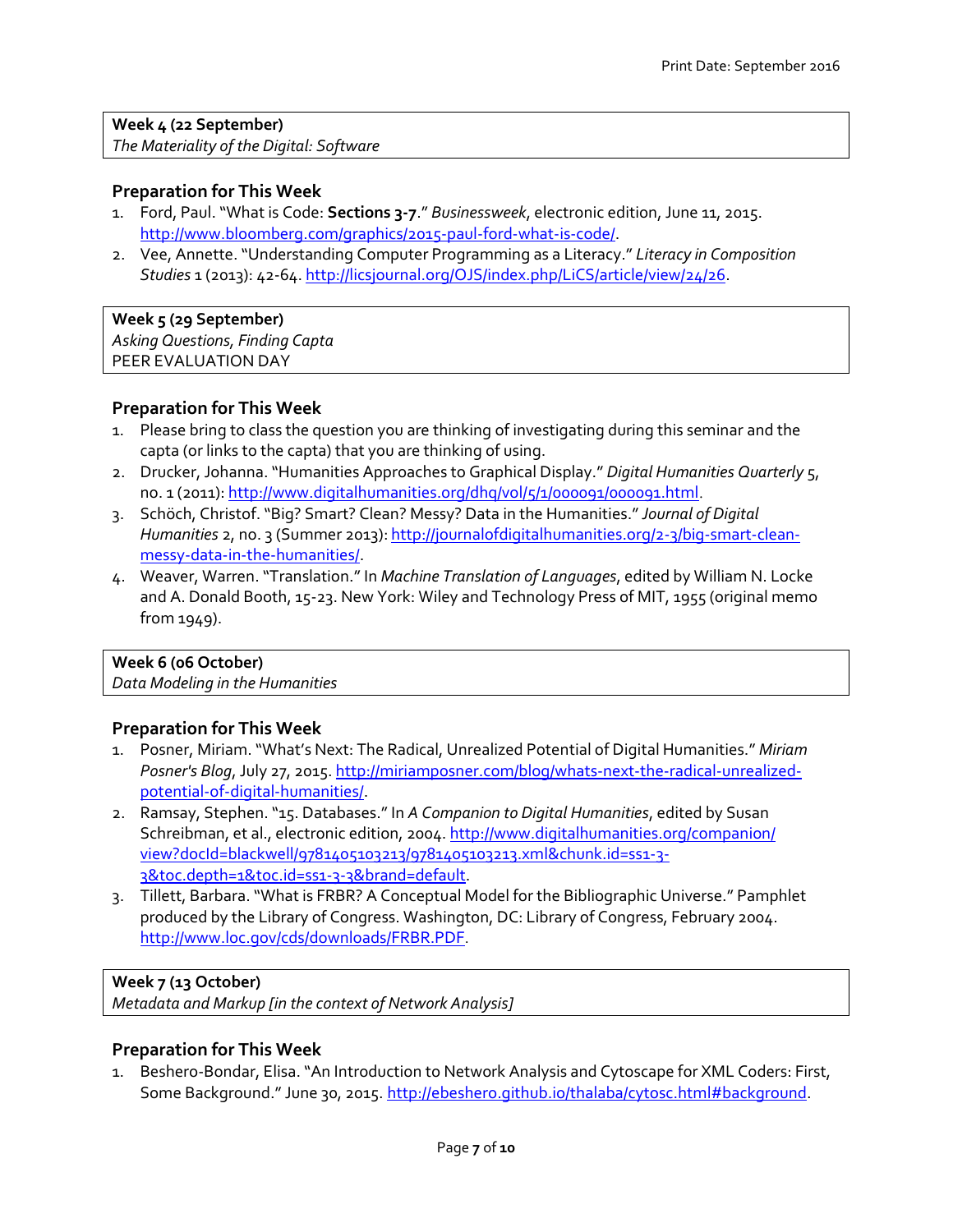**Week 4 (22 September)**
*The Materiality of the Digital: Software*

### Preparation for This Week

1. Ford, Paul. "What is Code: **Sections 3-7**." *Businessweek*, electronic edition, June 11, 2015. http://www.bloomberg.com/graphics/2015-paul-ford-what-is-code/.
2. Vee, Annette. "Understanding Computer Programming as a Literacy." *Literacy in Composition Studies* 1 (2013): 42-64. http://licsjournal.org/OJS/index.php/LiCS/article/view/24/26.

**Week 5 (29 September)**
*Asking Questions, Finding Capta*
PEER EVALUATION DAY

### Preparation for This Week

1. Please bring to class the question you are thinking of investigating during this seminar and the capta (or links to the capta) that you are thinking of using.
2. Drucker, Johanna. "Humanities Approaches to Graphical Display." *Digital Humanities Quarterly* 5, no. 1 (2011): http://www.digitalhumanities.org/dhq/vol/5/1/000091/000091.html.
3. Schöch, Christof. "Big? Smart? Clean? Messy? Data in the Humanities." *Journal of Digital Humanities* 2, no. 3 (Summer 2013): http://journalofdigitalhumanities.org/2-3/big-smart-clean-messy-data-in-the-humanities/.
4. Weaver, Warren. "Translation." In *Machine Translation of Languages*, edited by William N. Locke and A. Donald Booth, 15-23. New York: Wiley and Technology Press of MIT, 1955 (original memo from 1949).

**Week 6 (06 October)**
*Data Modeling in the Humanities*

### Preparation for This Week

1. Posner, Miriam. "What's Next: The Radical, Unrealized Potential of Digital Humanities." *Miriam Posner's Blog*, July 27, 2015. http://miriamposner.com/blog/whats-next-the-radical-unrealized-potential-of-digital-humanities/.
2. Ramsay, Stephen. "15. Databases." In *A Companion to Digital Humanities*, edited by Susan Schreibman, et al., electronic edition, 2004. http://www.digitalhumanities.org/companion/view?docId=blackwell/9781405103213/9781405103213.xml&chunk.id=ss1-3-3&toc.depth=1&toc.id=ss1-3-3&brand=default.
3. Tillett, Barbara. "What is FRBR? A Conceptual Model for the Bibliographic Universe." Pamphlet produced by the Library of Congress. Washington, DC: Library of Congress, February 2004. http://www.loc.gov/cds/downloads/FRBR.PDF.

**Week 7 (13 October)**
*Metadata and Markup [in the context of Network Analysis]*

### Preparation for This Week

1. Beshero-Bondar, Elisa. "An Introduction to Network Analysis and Cytoscape for XML Coders: First, Some Background." June 30, 2015. http://ebeshero.github.io/thalaba/cytosc.html#background.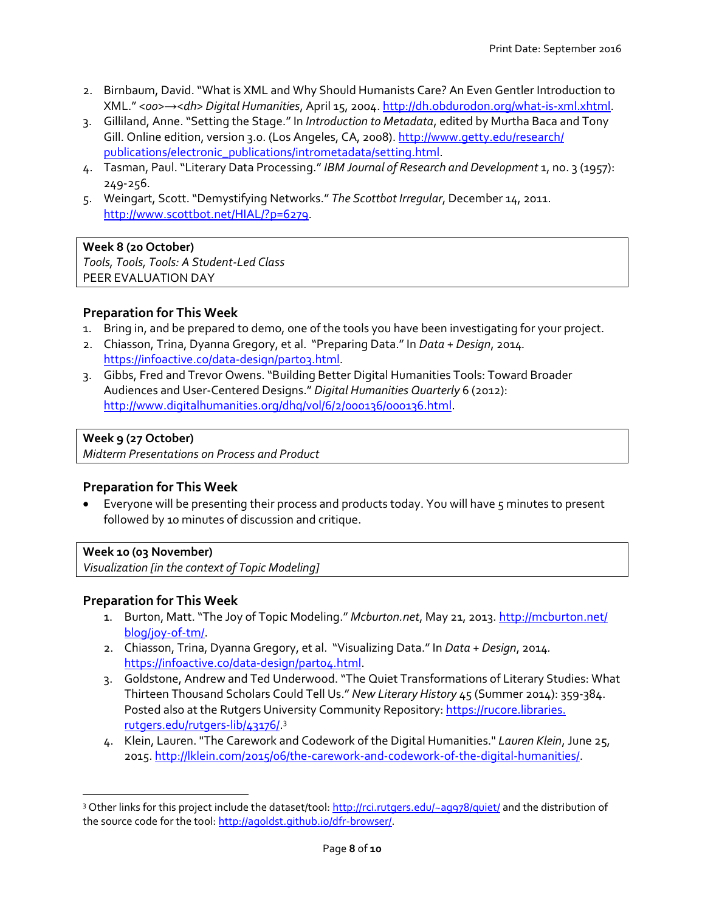2. Birnbaum, David. "What is XML and Why Should Humanists Care? An Even Gentler Introduction to XML." *<oo>→<dh> Digital Humanities*, April 15, 2004. http://dh.obdurodon.org/what-is-xml.xhtml.
3. Gilliland, Anne. "Setting the Stage." In *Introduction to Metadata*, edited by Murtha Baca and Tony Gill. Online edition, version 3.0. (Los Angeles, CA, 2008). http://www.getty.edu/research/publications/electronic_publications/intrometadata/setting.html.
4. Tasman, Paul. "Literary Data Processing." *IBM Journal of Research and Development* 1, no. 3 (1957): 249-256.
5. Weingart, Scott. "Demystifying Networks." *The Scottbot Irregular*, December 14, 2011. http://www.scottbot.net/HIAL/?p=6279.

**Week 8 (20 October)**
*Tools, Tools, Tools: A Student-Led Class*
PEER EVALUATION DAY

### Preparation for This Week

1. Bring in, and be prepared to demo, one of the tools you have been investigating for your project.
2. Chiasson, Trina, Dyanna Gregory, et al. "Preparing Data." In *Data + Design*, 2014. https://infoactive.co/data-design/part03.html.
3. Gibbs, Fred and Trevor Owens. "Building Better Digital Humanities Tools: Toward Broader Audiences and User-Centered Designs." *Digital Humanities Quarterly* 6 (2012): http://www.digitalhumanities.org/dhq/vol/6/2/000136/000136.html.

**Week 9 (27 October)**
*Midterm Presentations on Process and Product*

### Preparation for This Week

- Everyone will be presenting their process and products today. You will have 5 minutes to present followed by 10 minutes of discussion and critique.

**Week 10 (03 November)**
*Visualization [in the context of Topic Modeling]*

### Preparation for This Week

1. Burton, Matt. "The Joy of Topic Modeling." *Mcburton.net*, May 21, 2013. http://mcburton.net/blog/joy-of-tm/.
2. Chiasson, Trina, Dyanna Gregory, et al. "Visualizing Data." In *Data + Design*, 2014. https://infoactive.co/data-design/part04.html.
3. Goldstone, Andrew and Ted Underwood. "The Quiet Transformations of Literary Studies: What Thirteen Thousand Scholars Could Tell Us." *New Literary History* 45 (Summer 2014): 359-384. Posted also at the Rutgers University Community Repository: https://rucore.libraries.rutgers.edu/rutgers-lib/43176/.[3]
4. Klein, Lauren. "The Carework and Codework of the Digital Humanities." *Lauren Klein*, June 25, 2015. http://lklein.com/2015/06/the-carework-and-codework-of-the-digital-humanities/.

[3] Other links for this project include the dataset/tool: http://rci.rutgers.edu/~ag978/quiet/ and the distribution of the source code for the tool: http://agoldst.github.io/dfr-browser/.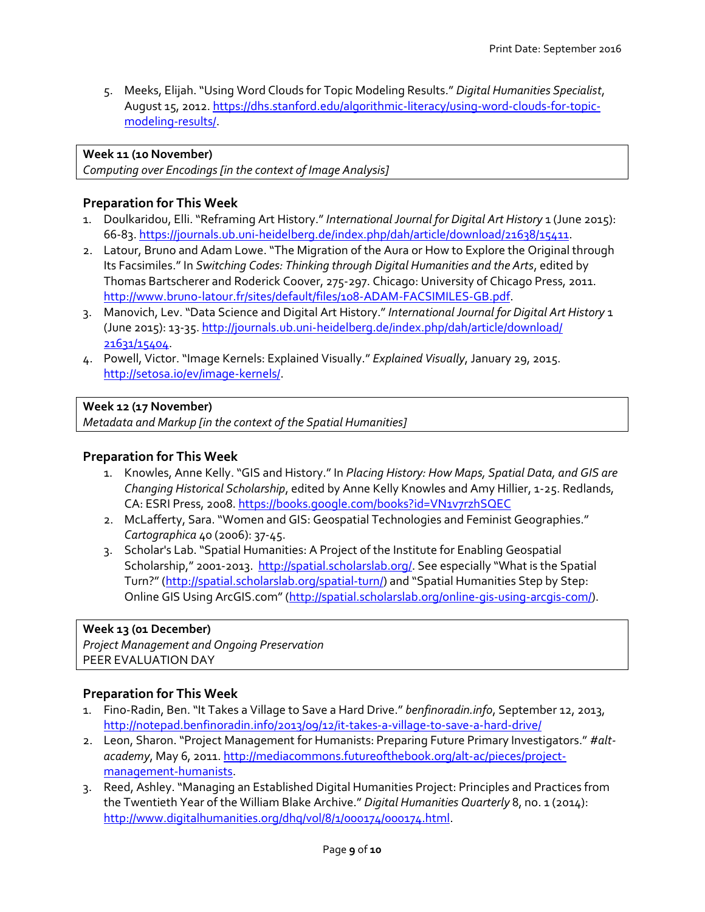5. Meeks, Elijah. "Using Word Clouds for Topic Modeling Results." *Digital Humanities Specialist*, August 15, 2012. https://dhs.stanford.edu/algorithmic-literacy/using-word-clouds-for-topic-modeling-results/.

**Week 11 (10 November)**
*Computing over Encodings [in the context of Image Analysis]*

### Preparation for This Week

1. Doulkaridou, Elli. "Reframing Art History." *International Journal for Digital Art History* 1 (June 2015): 66-83. https://journals.ub.uni-heidelberg.de/index.php/dah/article/download/21638/15411.
2. Latour, Bruno and Adam Lowe. "The Migration of the Aura or How to Explore the Original through Its Facsimiles." In *Switching Codes: Thinking through Digital Humanities and the Arts*, edited by Thomas Bartscherer and Roderick Coover, 275-297. Chicago: University of Chicago Press, 2011. http://www.bruno-latour.fr/sites/default/files/108-ADAM-FACSIMILES-GB.pdf.
3. Manovich, Lev. "Data Science and Digital Art History." *International Journal for Digital Art History* 1 (June 2015): 13-35. http://journals.ub.uni-heidelberg.de/index.php/dah/article/download/21631/15404.
4. Powell, Victor. "Image Kernels: Explained Visually." *Explained Visually*, January 29, 2015. http://setosa.io/ev/image-kernels/.

**Week 12 (17 November)**
*Metadata and Markup [in the context of the Spatial Humanities]*

### Preparation for This Week

1. Knowles, Anne Kelly. "GIS and History." In *Placing History: How Maps, Spatial Data, and GIS are Changing Historical Scholarship*, edited by Anne Kelly Knowles and Amy Hillier, 1-25. Redlands, CA: ESRI Press, 2008. https://books.google.com/books?id=VN1v7rzhSQEC
2. McLafferty, Sara. "Women and GIS: Geospatial Technologies and Feminist Geographies." *Cartographica* 40 (2006): 37-45.
3. Scholar's Lab. "Spatial Humanities: A Project of the Institute for Enabling Geospatial Scholarship," 2001-2013. http://spatial.scholarslab.org/. See especially "What is the Spatial Turn?" (http://spatial.scholarslab.org/spatial-turn/) and "Spatial Humanities Step by Step: Online GIS Using ArcGIS.com" (http://spatial.scholarslab.org/online-gis-using-arcgis-com/).

**Week 13 (01 December)**
*Project Management and Ongoing Preservation*
PEER EVALUATION DAY

### Preparation for This Week

1. Fino-Radin, Ben. "It Takes a Village to Save a Hard Drive." *benfinoradin.info*, September 12, 2013, http://notepad.benfinoradin.info/2013/09/12/it-takes-a-village-to-save-a-hard-drive/
2. Leon, Sharon. "Project Management for Humanists: Preparing Future Primary Investigators." *#alt-academy*, May 6, 2011. http://mediacommons.futureofthebook.org/alt-ac/pieces/project-management-humanists.
3. Reed, Ashley. "Managing an Established Digital Humanities Project: Principles and Practices from the Twentieth Year of the William Blake Archive." *Digital Humanities Quarterly* 8, no. 1 (2014): http://www.digitalhumanities.org/dhq/vol/8/1/000174/000174.html.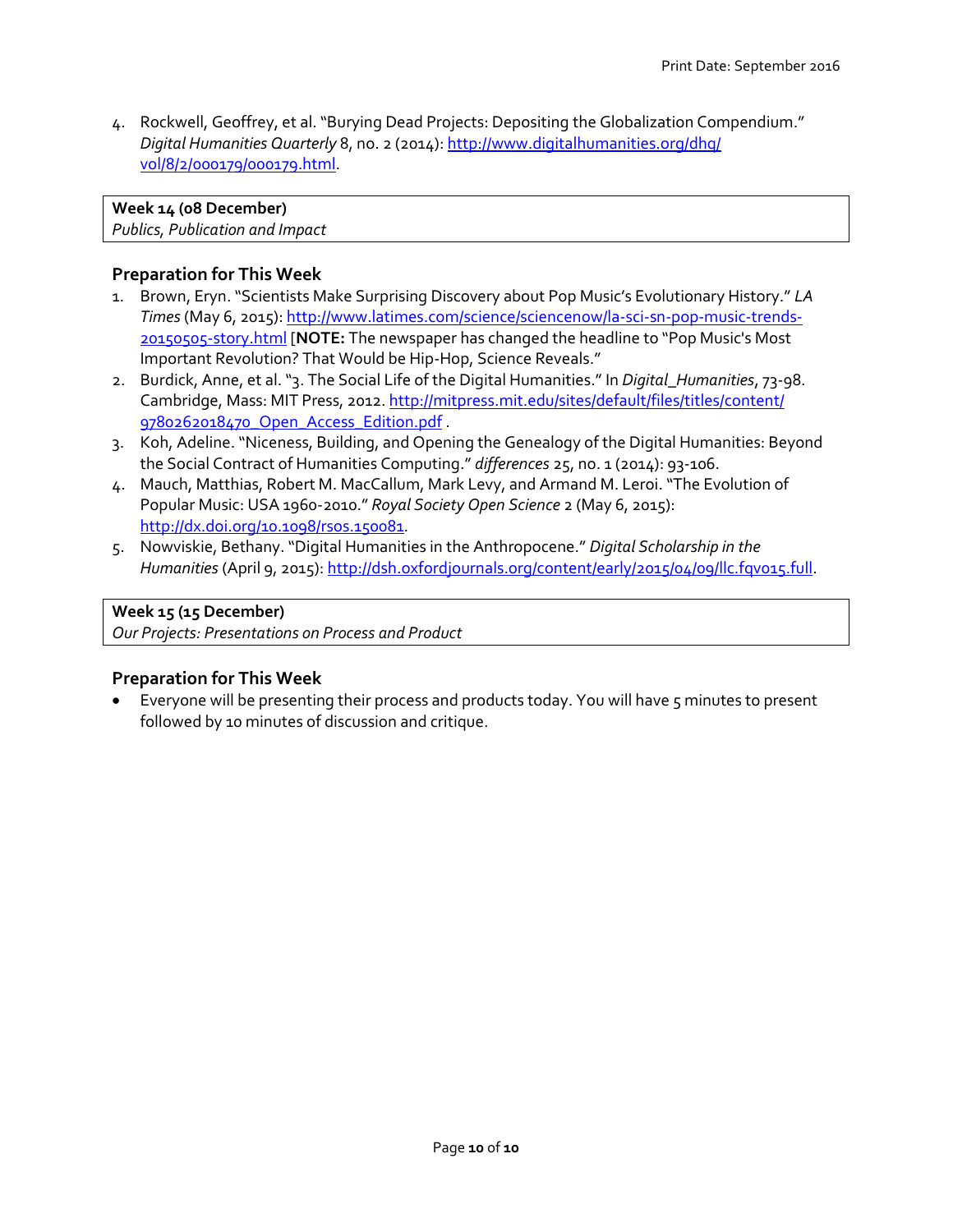4. Rockwell, Geoffrey, et al. "Burying Dead Projects: Depositing the Globalization Compendium." *Digital Humanities Quarterly* 8, no. 2 (2014): [http://www.digitalhumanities.org/dhq/vol/8/2/000179/000179.html](http://www.digitalhumanities.org/dhq/vol/8/2/000179/000179.html).

**Week 14 (08 December)**
*Publics, Publication and Impact*

### Preparation for This Week

1. Brown, Eryn. "Scientists Make Surprising Discovery about Pop Music's Evolutionary History." *LA Times* (May 6, 2015): [http://www.latimes.com/science/sciencenow/la-sci-sn-pop-music-trends-20150505-story.html](http://www.latimes.com/science/sciencenow/la-sci-sn-pop-music-trends-20150505-story.html) [**NOTE:** The newspaper has changed the headline to "Pop Music's Most Important Revolution? That Would be Hip-Hop, Science Reveals."
2. Burdick, Anne, et al. "3. The Social Life of the Digital Humanities." In *Digital_Humanities*, 73-98. Cambridge, Mass: MIT Press, 2012. [http://mitpress.mit.edu/sites/default/files/titles/content/9780262018470_Open_Access_Edition.pdf](http://mitpress.mit.edu/sites/default/files/titles/content/9780262018470_Open_Access_Edition.pdf) .
3. Koh, Adeline. "Niceness, Building, and Opening the Genealogy of the Digital Humanities: Beyond the Social Contract of Humanities Computing." *differences* 25, no. 1 (2014): 93-106.
4. Mauch, Matthias, Robert M. MacCallum, Mark Levy, and Armand M. Leroi. "The Evolution of Popular Music: USA 1960-2010." *Royal Society Open Science* 2 (May 6, 2015): [http://dx.doi.org/10.1098/rsos.150081](http://dx.doi.org/10.1098/rsos.150081).
5. Nowviskie, Bethany. "Digital Humanities in the Anthropocene." *Digital Scholarship in the Humanities* (April 9, 2015): [http://dsh.oxfordjournals.org/content/early/2015/04/09/llc.fqv015.full](http://dsh.oxfordjournals.org/content/early/2015/04/09/llc.fqv015.full).

**Week 15 (15 December)**
*Our Projects: Presentations on Process and Product*

### Preparation for This Week

- Everyone will be presenting their process and products today. You will have 5 minutes to present followed by 10 minutes of discussion and critique.